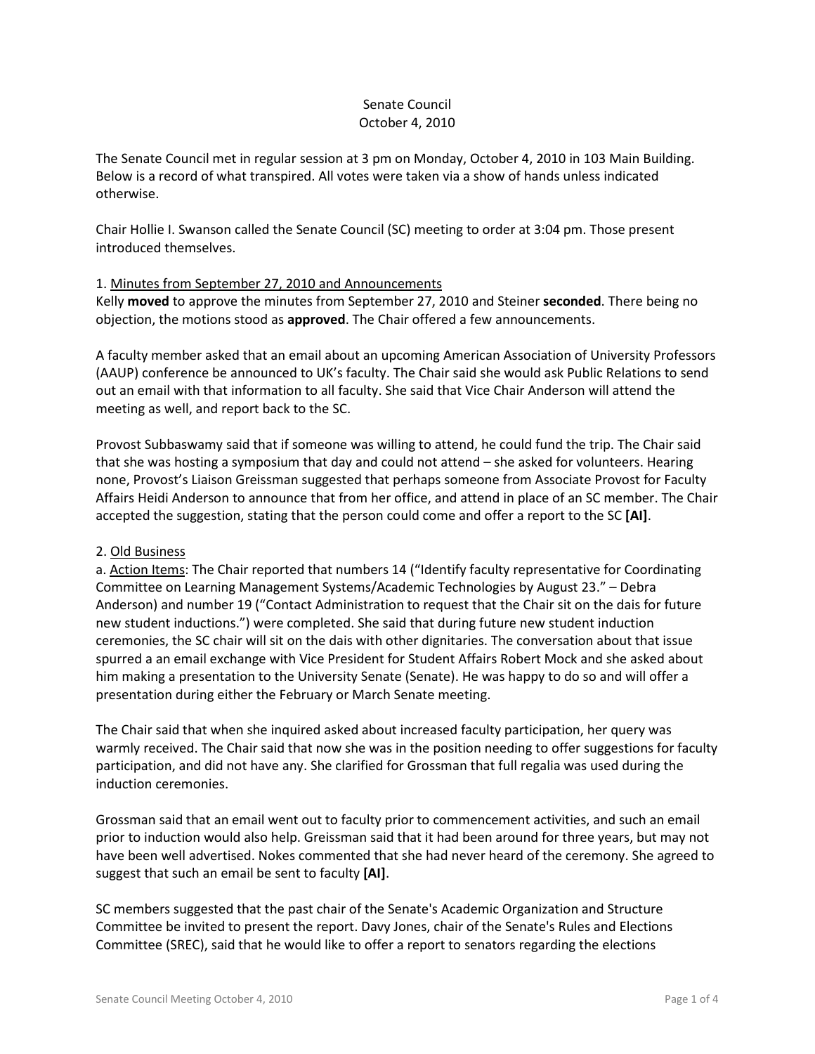Senate Council
October 4, 2010

The Senate Council met in regular session at 3 pm on Monday, October 4, 2010 in 103 Main Building. Below is a record of what transpired. All votes were taken via a show of hands unless indicated otherwise.

Chair Hollie I. Swanson called the Senate Council (SC) meeting to order at 3:04 pm. Those present introduced themselves.

1. Minutes from September 27, 2010 and Announcements
Kelly **moved** to approve the minutes from September 27, 2010 and Steiner **seconded**. There being no objection, the motions stood as **approved**. The Chair offered a few announcements.

A faculty member asked that an email about an upcoming American Association of University Professors (AAUP) conference be announced to UK's faculty. The Chair said she would ask Public Relations to send out an email with that information to all faculty. She said that Vice Chair Anderson will attend the meeting as well, and report back to the SC.

Provost Subbaswamy said that if someone was willing to attend, he could fund the trip. The Chair said that she was hosting a symposium that day and could not attend – she asked for volunteers. Hearing none, Provost's Liaison Greissman suggested that perhaps someone from Associate Provost for Faculty Affairs Heidi Anderson to announce that from her office, and attend in place of an SC member. The Chair accepted the suggestion, stating that the person could come and offer a report to the SC **[AI]**.

2. Old Business
a. Action Items: The Chair reported that numbers 14 ("Identify faculty representative for Coordinating Committee on Learning Management Systems/Academic Technologies by August 23." – Debra Anderson) and number 19 ("Contact Administration to request that the Chair sit on the dais for future new student inductions.") were completed. She said that during future new student induction ceremonies, the SC chair will sit on the dais with other dignitaries. The conversation about that issue spurred a an email exchange with Vice President for Student Affairs Robert Mock and she asked about him making a presentation to the University Senate (Senate). He was happy to do so and will offer a presentation during either the February or March Senate meeting.

The Chair said that when she inquired asked about increased faculty participation, her query was warmly received. The Chair said that now she was in the position needing to offer suggestions for faculty participation, and did not have any. She clarified for Grossman that full regalia was used during the induction ceremonies.

Grossman said that an email went out to faculty prior to commencement activities, and such an email prior to induction would also help. Greissman said that it had been around for three years, but may not have been well advertised. Nokes commented that she had never heard of the ceremony. She agreed to suggest that such an email be sent to faculty **[AI]**.

SC members suggested that the past chair of the Senate's Academic Organization and Structure Committee be invited to present the report. Davy Jones, chair of the Senate's Rules and Elections Committee (SREC), said that he would like to offer a report to senators regarding the elections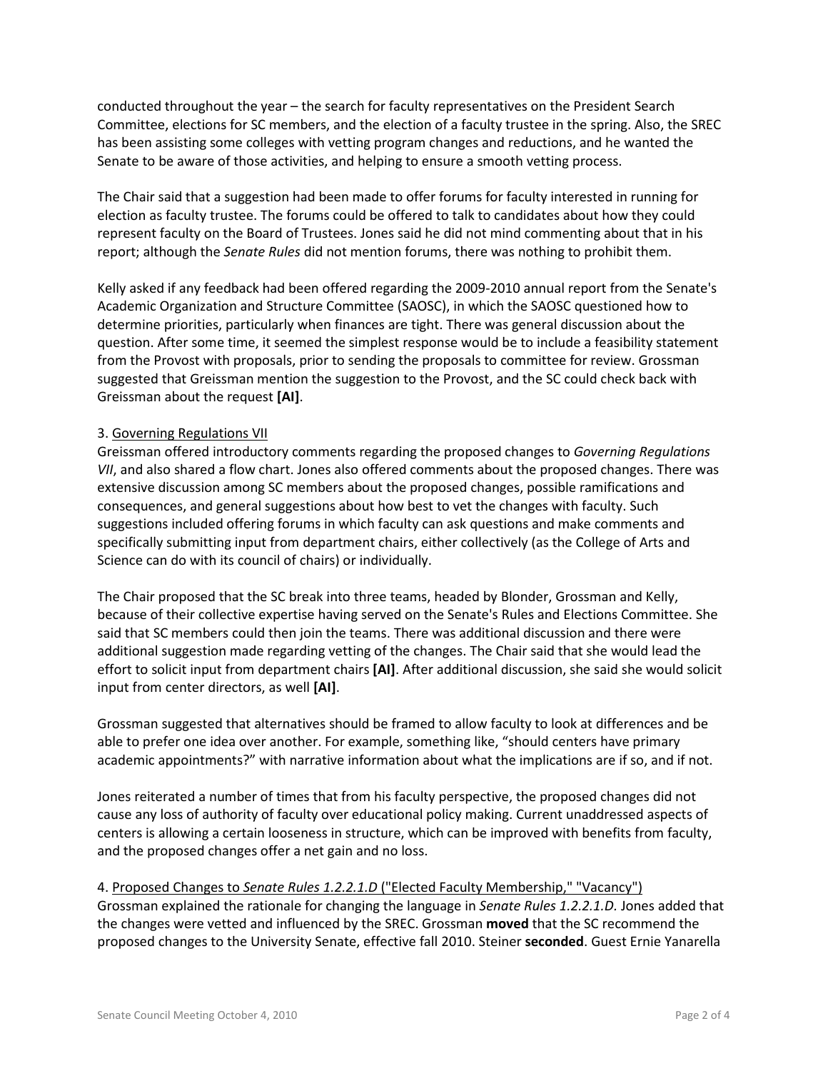conducted throughout the year – the search for faculty representatives on the President Search Committee, elections for SC members, and the election of a faculty trustee in the spring. Also, the SREC has been assisting some colleges with vetting program changes and reductions, and he wanted the Senate to be aware of those activities, and helping to ensure a smooth vetting process.

The Chair said that a suggestion had been made to offer forums for faculty interested in running for election as faculty trustee. The forums could be offered to talk to candidates about how they could represent faculty on the Board of Trustees. Jones said he did not mind commenting about that in his report; although the *Senate Rules* did not mention forums, there was nothing to prohibit them.

Kelly asked if any feedback had been offered regarding the 2009-2010 annual report from the Senate's Academic Organization and Structure Committee (SAOSC), in which the SAOSC questioned how to determine priorities, particularly when finances are tight. There was general discussion about the question. After some time, it seemed the simplest response would be to include a feasibility statement from the Provost with proposals, prior to sending the proposals to committee for review. Grossman suggested that Greissman mention the suggestion to the Provost, and the SC could check back with Greissman about the request **[AI]**.

3. <u>Governing Regulations VII</u>
Greissman offered introductory comments regarding the proposed changes to *Governing Regulations VII*, and also shared a flow chart. Jones also offered comments about the proposed changes. There was extensive discussion among SC members about the proposed changes, possible ramifications and consequences, and general suggestions about how best to vet the changes with faculty. Such suggestions included offering forums in which faculty can ask questions and make comments and specifically submitting input from department chairs, either collectively (as the College of Arts and Science can do with its council of chairs) or individually.

The Chair proposed that the SC break into three teams, headed by Blonder, Grossman and Kelly, because of their collective expertise having served on the Senate's Rules and Elections Committee. She said that SC members could then join the teams. There was additional discussion and there were additional suggestion made regarding vetting of the changes. The Chair said that she would lead the effort to solicit input from department chairs **[AI]**. After additional discussion, she said she would solicit input from center directors, as well **[AI]**.

Grossman suggested that alternatives should be framed to allow faculty to look at differences and be able to prefer one idea over another. For example, something like, "should centers have primary academic appointments?" with narrative information about what the implications are if so, and if not.

Jones reiterated a number of times that from his faculty perspective, the proposed changes did not cause any loss of authority of faculty over educational policy making. Current unaddressed aspects of centers is allowing a certain looseness in structure, which can be improved with benefits from faculty, and the proposed changes offer a net gain and no loss.

4. <u>Proposed Changes to *Senate Rules 1.2.2.1.D* ("Elected Faculty Membership," "Vacancy")</u>
Grossman explained the rationale for changing the language in *Senate Rules 1.2.2.1.D.* Jones added that the changes were vetted and influenced by the SREC. Grossman **moved** that the SC recommend the proposed changes to the University Senate, effective fall 2010. Steiner **seconded**. Guest Ernie Yanarella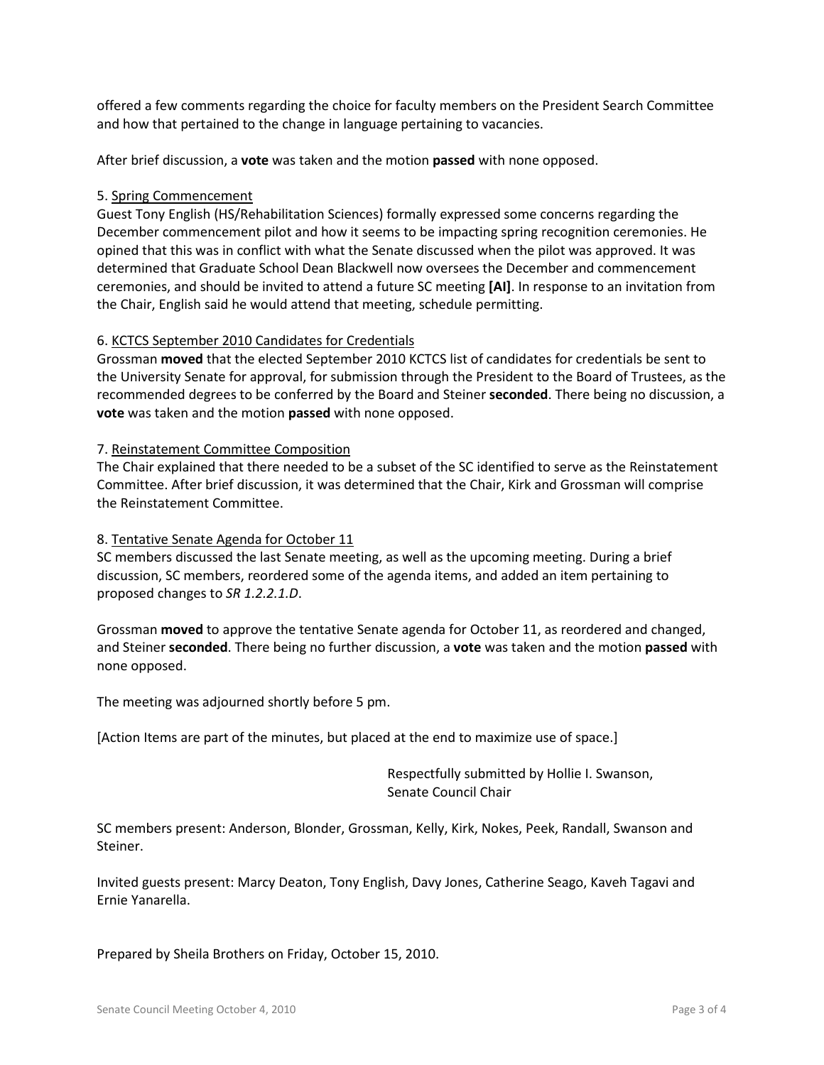offered a few comments regarding the choice for faculty members on the President Search Committee and how that pertained to the change in language pertaining to vacancies.

After brief discussion, a **vote** was taken and the motion **passed** with none opposed.

5. Spring Commencement
Guest Tony English (HS/Rehabilitation Sciences) formally expressed some concerns regarding the December commencement pilot and how it seems to be impacting spring recognition ceremonies. He opined that this was in conflict with what the Senate discussed when the pilot was approved. It was determined that Graduate School Dean Blackwell now oversees the December and commencement ceremonies, and should be invited to attend a future SC meeting **[AI]**. In response to an invitation from the Chair, English said he would attend that meeting, schedule permitting.

6. KCTCS September 2010 Candidates for Credentials
Grossman **moved** that the elected September 2010 KCTCS list of candidates for credentials be sent to the University Senate for approval, for submission through the President to the Board of Trustees, as the recommended degrees to be conferred by the Board and Steiner **seconded**. There being no discussion, a **vote** was taken and the motion **passed** with none opposed.

7. Reinstatement Committee Composition
The Chair explained that there needed to be a subset of the SC identified to serve as the Reinstatement Committee. After brief discussion, it was determined that the Chair, Kirk and Grossman will comprise the Reinstatement Committee.

8. Tentative Senate Agenda for October 11
SC members discussed the last Senate meeting, as well as the upcoming meeting. During a brief discussion, SC members, reordered some of the agenda items, and added an item pertaining to proposed changes to *SR 1.2.2.1.D*.

Grossman **moved** to approve the tentative Senate agenda for October 11, as reordered and changed, and Steiner **seconded**. There being no further discussion, a **vote** was taken and the motion **passed** with none opposed.

The meeting was adjourned shortly before 5 pm.

[Action Items are part of the minutes, but placed at the end to maximize use of space.]

Respectfully submitted by Hollie I. Swanson,
Senate Council Chair

SC members present: Anderson, Blonder, Grossman, Kelly, Kirk, Nokes, Peek, Randall, Swanson and Steiner.

Invited guests present: Marcy Deaton, Tony English, Davy Jones, Catherine Seago, Kaveh Tagavi and Ernie Yanarella.

Prepared by Sheila Brothers on Friday, October 15, 2010.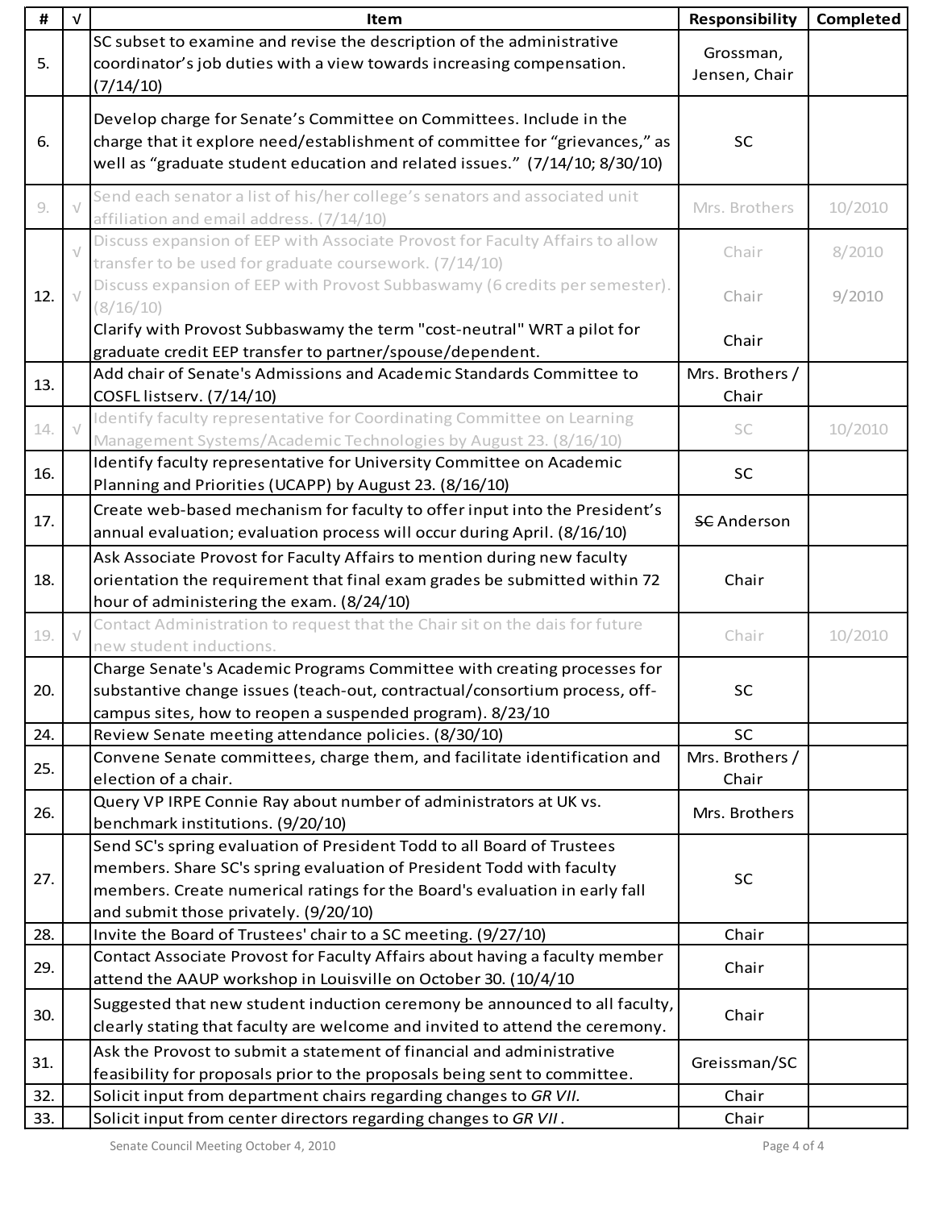| # | √ | Item | Responsibility | Completed |
|---|---|---|---|---|
| 5. | | SC subset to examine and revise the description of the administrative coordinator's job duties with a view towards increasing compensation. (7/14/10) | Grossman, Jensen, Chair | |
| 6. | | Develop charge for Senate's Committee on Committees. Include in the charge that it explore need/establishment of committee for "grievances," as well as "graduate student education and related issues." (7/14/10; 8/30/10) | SC | |
| 9. | √ | Send each senator a list of his/her college's senators and associated unit affiliation and email address. (7/14/10) | Mrs. Brothers | 10/2010 |
| 12. | √ | Discuss expansion of EEP with Associate Provost for Faculty Affairs to allow transfer to be used for graduate coursework. (7/14/10) | Chair | 8/2010 |
| | √ | Discuss expansion of EEP with Provost Subbaswamy (6 credits per semester). (8/16/10) | Chair | 9/2010 |
| | | Clarify with Provost Subbaswamy the term "cost-neutral" WRT a pilot for graduate credit EEP transfer to partner/spouse/dependent. | Chair | |
| 13. | | Add chair of Senate's Admissions and Academic Standards Committee to COSFL listserv. (7/14/10) | Mrs. Brothers / Chair | |
| 14. | √ | Identify faculty representative for Coordinating Committee on Learning Management Systems/Academic Technologies by August 23. (8/16/10) | SC | 10/2010 |
| 16. | | Identify faculty representative for University Committee on Academic Planning and Priorities (UCAPP) by August 23. (8/16/10) | SC | |
| 17. | | Create web-based mechanism for faculty to offer input into the President's annual evaluation; evaluation process will occur during April. (8/16/10) | ~~SC~~ Anderson | |
| 18. | | Ask Associate Provost for Faculty Affairs to mention during new faculty orientation the requirement that final exam grades be submitted within 72 hour of administering the exam. (8/24/10) | Chair | |
| 19. | √ | Contact Administration to request that the Chair sit on the dais for future new student inductions. | Chair | 10/2010 |
| 20. | | Charge Senate's Academic Programs Committee with creating processes for substantive change issues (teach-out, contractual/consortium process, off-campus sites, how to reopen a suspended program). 8/23/10 | SC | |
| 24. | | Review Senate meeting attendance policies. (8/30/10) | SC | |
| 25. | | Convene Senate committees, charge them, and facilitate identification and election of a chair. | Mrs. Brothers / Chair | |
| 26. | | Query VP IRPE Connie Ray about number of administrators at UK vs. benchmark institutions. (9/20/10) | Mrs. Brothers | |
| 27. | | Send SC's spring evaluation of President Todd to all Board of Trustees members. Share SC's spring evaluation of President Todd with faculty members. Create numerical ratings for the Board's evaluation in early fall and submit those privately. (9/20/10) | SC | |
| 28. | | Invite the Board of Trustees' chair to a SC meeting. (9/27/10) | Chair | |
| 29. | | Contact Associate Provost for Faculty Affairs about having a faculty member attend the AAUP workshop in Louisville on October 30. (10/4/10 | Chair | |
| 30. | | Suggested that new student induction ceremony be announced to all faculty, clearly stating that faculty are welcome and invited to attend the ceremony. | Chair | |
| 31. | | Ask the Provost to submit a statement of financial and administrative feasibility for proposals prior to the proposals being sent to committee. | Greissman/SC | |
| 32. | | Solicit input from department chairs regarding changes to *GR VII.* | Chair | |
| 33. | | Solicit input from center directors regarding changes to *GR VII*. | Chair | |